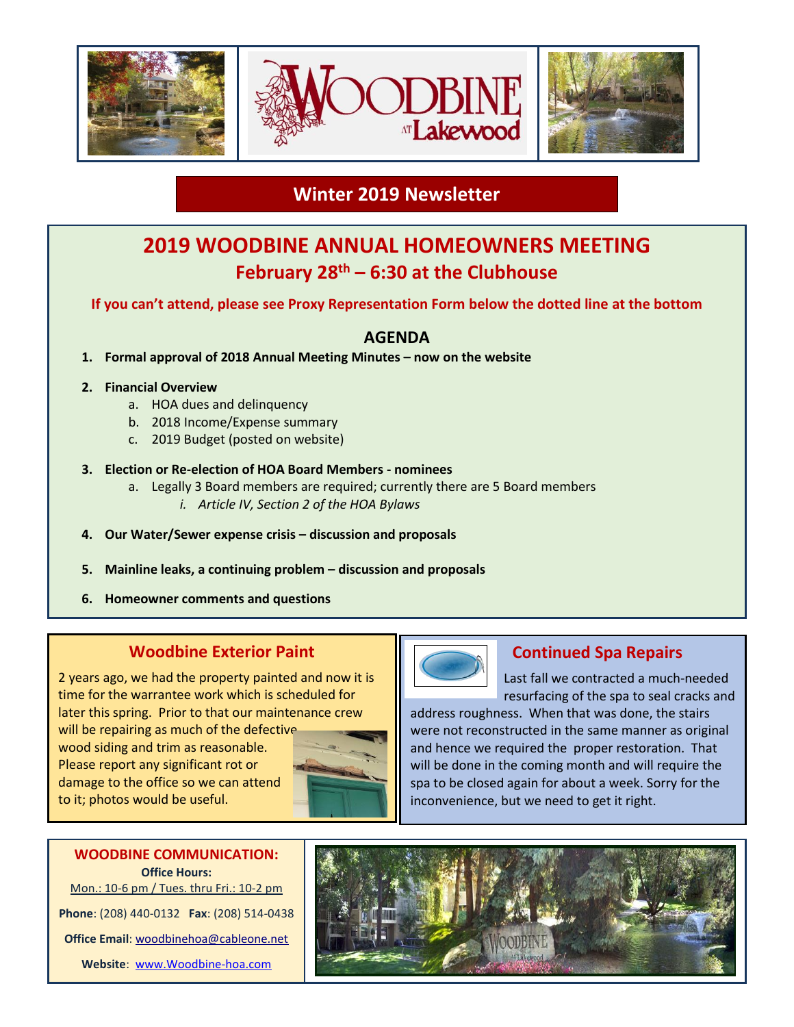# Woodbine at Lakewood

## Winter 2019 Newsletter

# 2019 WOODBINE ANNUAL HOMEOWNERS MEETING

### February 28th – 6:30 at the Clubhouse

**If you can't attend, please see Proxy Representation Form below the dotted line at the bottom**

### AGENDA

1. **Formal approval of 2018 Annual Meeting Minutes – now on the website**
2. **Financial Overview**
   a. HOA dues and delinquency
   b. 2018 Income/Expense summary
   c. 2019 Budget (posted on website)
3. **Election or Re-election of HOA Board Members - nominees**
   a. Legally 3 Board members are required; currently there are 5 Board members
      i. *Article IV, Section 2 of the HOA Bylaws*
4. **Our Water/Sewer expense crisis – discussion and proposals**
5. **Mainline leaks, a continuing problem – discussion and proposals**
6. **Homeowner comments and questions**

## Woodbine Exterior Paint

2 years ago, we had the property painted and now it is time for the warrantee work which is scheduled for later this spring. Prior to that our maintenance crew will be repairing as much of the defective wood siding and trim as reasonable. Please report any significant rot or damage to the office so we can attend to it; photos would be useful.

## Continued Spa Repairs

Last fall we contracted a much-needed resurfacing of the spa to seal cracks and address roughness. When that was done, the stairs were not reconstructed in the same manner as original and hence we required the proper restoration. That will be done in the coming month and will require the spa to be closed again for about a week. Sorry for the inconvenience, but we need to get it right.

**WOODBINE COMMUNICATION:**

**Office Hours:**
Mon.: 10-6 pm / Tues. thru Fri.: 10-2 pm

**Phone**: (208) 440-0132 **Fax**: (208) 514-0438

**Office Email**: woodbinehoa@cableone.net

**Website**: www.Woodbine-hoa.com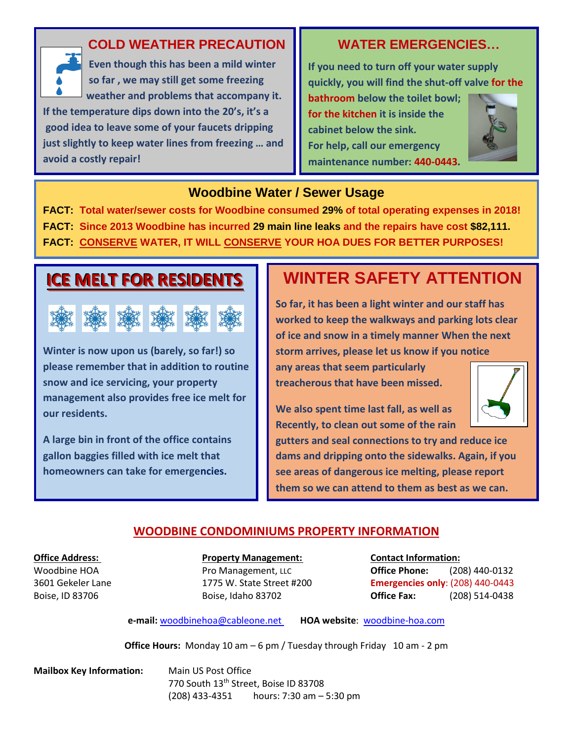## COLD WEATHER PRECAUTION

**Even though this has been a mild winter so far , we may still get some freezing weather and problems that accompany it. If the temperature dips down into the 20's, it's a good idea to leave some of your faucets dripping just slightly to keep water lines from freezing … and avoid a costly repair!**

## WATER EMERGENCIES…

**If you need to turn off your water supply quickly, you will find the shut-off valve for the bathroom below the toilet bowl; for the kitchen it is inside the cabinet below the sink.**

**For help, call our emergency maintenance number: 440-0443.**

## Woodbine Water / Sewer Usage

**FACT: Total water/sewer costs for Woodbine consumed 29% of total operating expenses in 2018!**

**FACT: Since 2013 Woodbine has incurred 29 main line leaks and the repairs have cost $82,111.**

**FACT: CONSERVE WATER, IT WILL CONSERVE YOUR HOA DUES FOR BETTER PURPOSES!**

## ICE MELT FOR RESIDENTS

**Winter is now upon us (barely, so far!) so please remember that in addition to routine snow and ice servicing, your property management also provides free ice melt for our residents.**

**A large bin in front of the office contains gallon baggies filled with ice melt that homeowners can take for emergencies.**

## WINTER SAFETY ATTENTION

**So far, it has been a light winter and our staff has worked to keep the walkways and parking lots clear of ice and snow in a timely manner When the next storm arrives, please let us know if you notice any areas that seem particularly treacherous that have been missed.**

**We also spent time last fall, as well as Recently, to clean out some of the rain gutters and seal connections to try and reduce ice dams and dripping onto the sidewalks. Again, if you see areas of dangerous ice melting, please report them so we can attend to them as best as we can.**

## WOODBINE CONDOMINIUMS PROPERTY INFORMATION

**Office Address:**
Woodbine HOA
3601 Gekeler Lane
Boise, ID 83706

**Property Management:**
Pro Management, LLC
1775 W. State Street #200
Boise, Idaho 83702

**Contact Information:**
**Office Phone:** (208) 440-0132
**Emergencies only**: (208) 440-0443
**Office Fax:** (208) 514-0438

**e-mail:** woodbinehoa@cableone.net **HOA website**: woodbine-hoa.com

**Office Hours:** Monday 10 am – 6 pm / Tuesday through Friday 10 am - 2 pm

**Mailbox Key Information:**
Main US Post Office
770 South 13th Street, Boise ID 83708
(208) 433-4351 hours: 7:30 am – 5:30 pm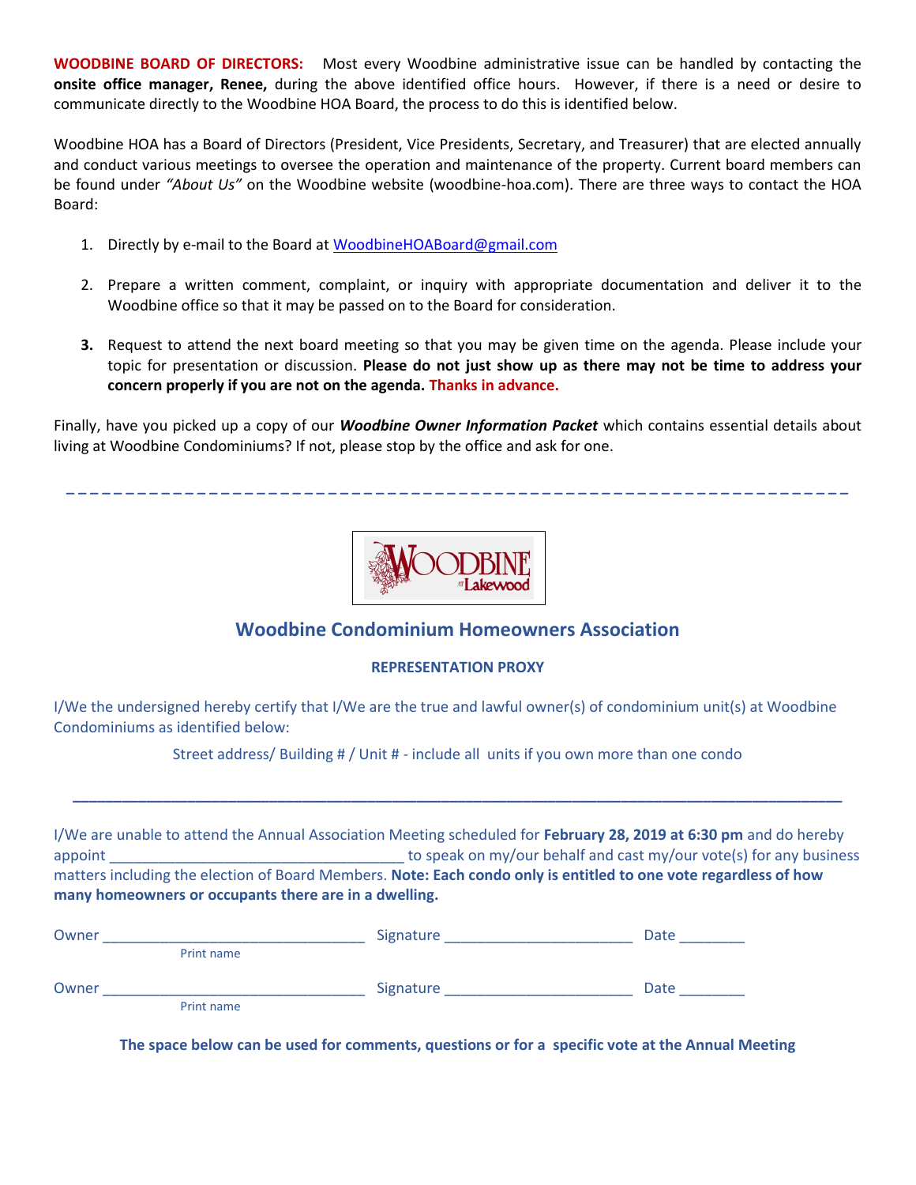**WOODBINE BOARD OF DIRECTORS:** Most every Woodbine administrative issue can be handled by contacting the **onsite office manager, Renee,** during the above identified office hours. However, if there is a need or desire to communicate directly to the Woodbine HOA Board, the process to do this is identified below.

Woodbine HOA has a Board of Directors (President, Vice Presidents, Secretary, and Treasurer) that are elected annually and conduct various meetings to oversee the operation and maintenance of the property. Current board members can be found under *"About Us"* on the Woodbine website (woodbine-hoa.com). There are three ways to contact the HOA Board:

1. Directly by e-mail to the Board at WoodbineHOABoard@gmail.com
2. Prepare a written comment, complaint, or inquiry with appropriate documentation and deliver it to the Woodbine office so that it may be passed on to the Board for consideration.
3. Request to attend the next board meeting so that you may be given time on the agenda. Please include your topic for presentation or discussion. **Please do not just show up as there may not be time to address your concern properly if you are not on the agenda. Thanks in advance.**

Finally, have you picked up a copy of our ***Woodbine Owner Information Packet*** which contains essential details about living at Woodbine Condominiums? If not, please stop by the office and ask for one.

---

WOODBINE AT Lakewood

## Woodbine Condominium Homeowners Association

### REPRESENTATION PROXY

I/We the undersigned hereby certify that I/We are the true and lawful owner(s) of condominium unit(s) at Woodbine Condominiums as identified below:

Street address/ Building # / Unit # - include all units if you own more than one condo

______________________________________________________________________________

I/We are unable to attend the Annual Association Meeting scheduled for **February 28, 2019 at 6:30 pm** and do hereby appoint ___________________________________ to speak on my/our behalf and cast my/our vote(s) for any business matters including the election of Board Members. **Note: Each condo only is entitled to one vote regardless of how many homeowners or occupants there are in a dwelling.**

Owner ________________________________ Signature ______________________ Date ________
Print name

Owner ________________________________ Signature ______________________ Date ________
Print name

**The space below can be used for comments, questions or for a specific vote at the Annual Meeting**